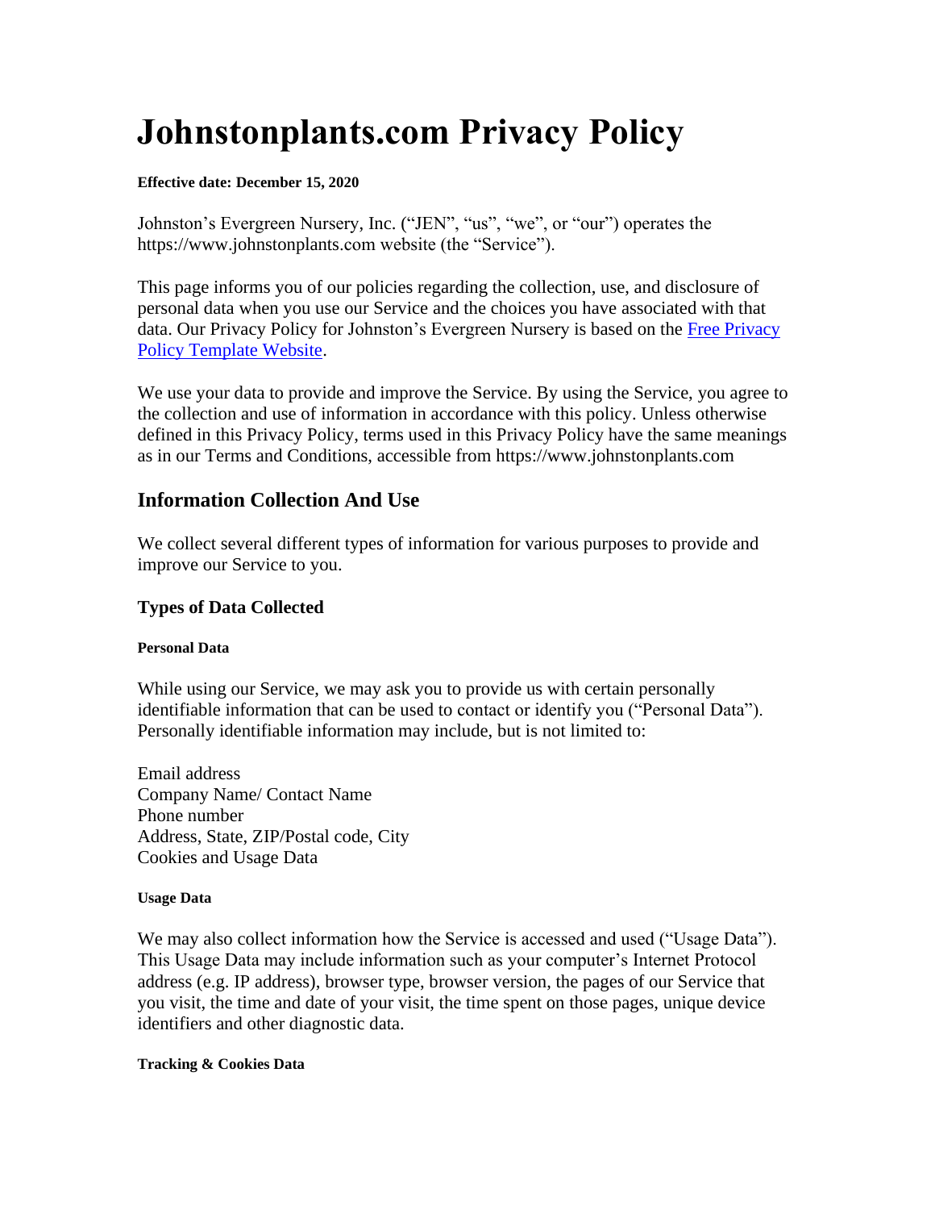# Johnstonplants.com Privacy Policy

**Effective date: December 15, 2020**

Johnston's Evergreen Nursery, Inc. ("JEN", "us", "we", or "our") operates the https://www.johnstonplants.com website (the "Service").

This page informs you of our policies regarding the collection, use, and disclosure of personal data when you use our Service and the choices you have associated with that data. Our Privacy Policy for Johnston's Evergreen Nursery is based on the [Free Privacy Policy Template Website](#).

We use your data to provide and improve the Service. By using the Service, you agree to the collection and use of information in accordance with this policy. Unless otherwise defined in this Privacy Policy, terms used in this Privacy Policy have the same meanings as in our Terms and Conditions, accessible from https://www.johnstonplants.com

## Information Collection And Use

We collect several different types of information for various purposes to provide and improve our Service to you.

### Types of Data Collected

#### Personal Data

While using our Service, we may ask you to provide us with certain personally identifiable information that can be used to contact or identify you ("Personal Data"). Personally identifiable information may include, but is not limited to:

Email address
Company Name/ Contact Name
Phone number
Address, State, ZIP/Postal code, City
Cookies and Usage Data

#### Usage Data

We may also collect information how the Service is accessed and used ("Usage Data"). This Usage Data may include information such as your computer's Internet Protocol address (e.g. IP address), browser type, browser version, the pages of our Service that you visit, the time and date of your visit, the time spent on those pages, unique device identifiers and other diagnostic data.

#### Tracking & Cookies Data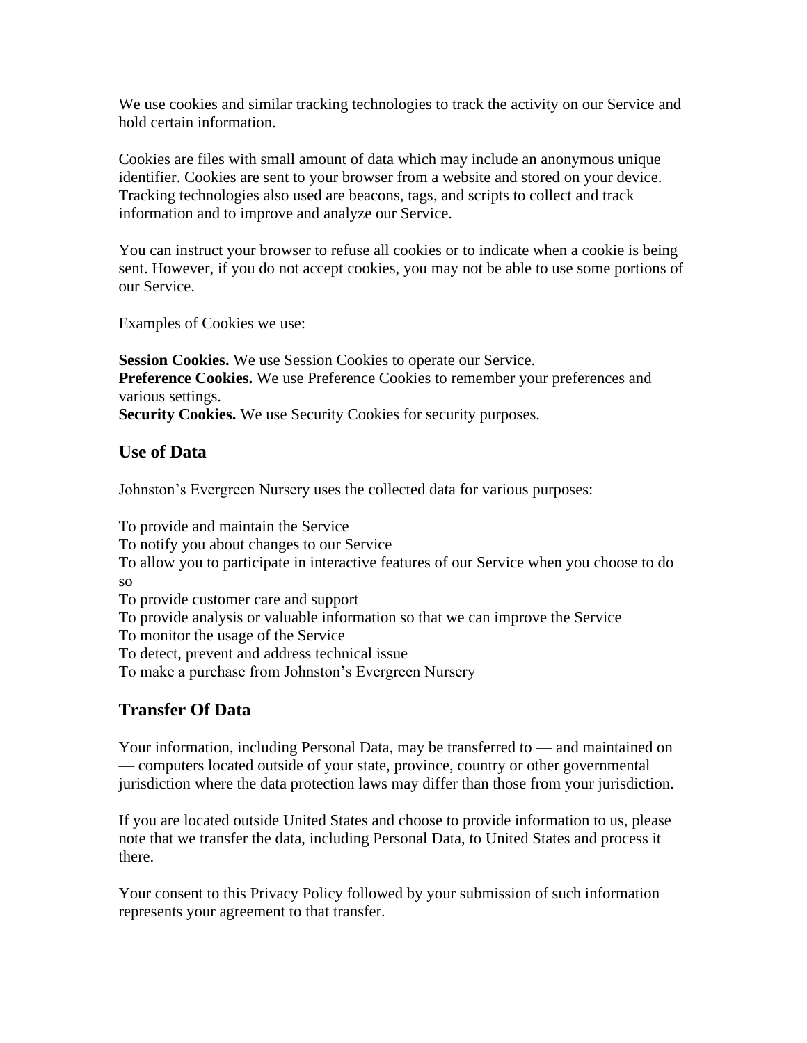We use cookies and similar tracking technologies to track the activity on our Service and hold certain information.

Cookies are files with small amount of data which may include an anonymous unique identifier. Cookies are sent to your browser from a website and stored on your device. Tracking technologies also used are beacons, tags, and scripts to collect and track information and to improve and analyze our Service.

You can instruct your browser to refuse all cookies or to indicate when a cookie is being sent. However, if you do not accept cookies, you may not be able to use some portions of our Service.

Examples of Cookies we use:

**Session Cookies.** We use Session Cookies to operate our Service.
**Preference Cookies.** We use Preference Cookies to remember your preferences and various settings.
**Security Cookies.** We use Security Cookies for security purposes.

## Use of Data

Johnston's Evergreen Nursery uses the collected data for various purposes:

To provide and maintain the Service
To notify you about changes to our Service
To allow you to participate in interactive features of our Service when you choose to do so
To provide customer care and support
To provide analysis or valuable information so that we can improve the Service
To monitor the usage of the Service
To detect, prevent and address technical issue
To make a purchase from Johnston's Evergreen Nursery

## Transfer Of Data

Your information, including Personal Data, may be transferred to — and maintained on — computers located outside of your state, province, country or other governmental jurisdiction where the data protection laws may differ than those from your jurisdiction.

If you are located outside United States and choose to provide information to us, please note that we transfer the data, including Personal Data, to United States and process it there.

Your consent to this Privacy Policy followed by your submission of such information represents your agreement to that transfer.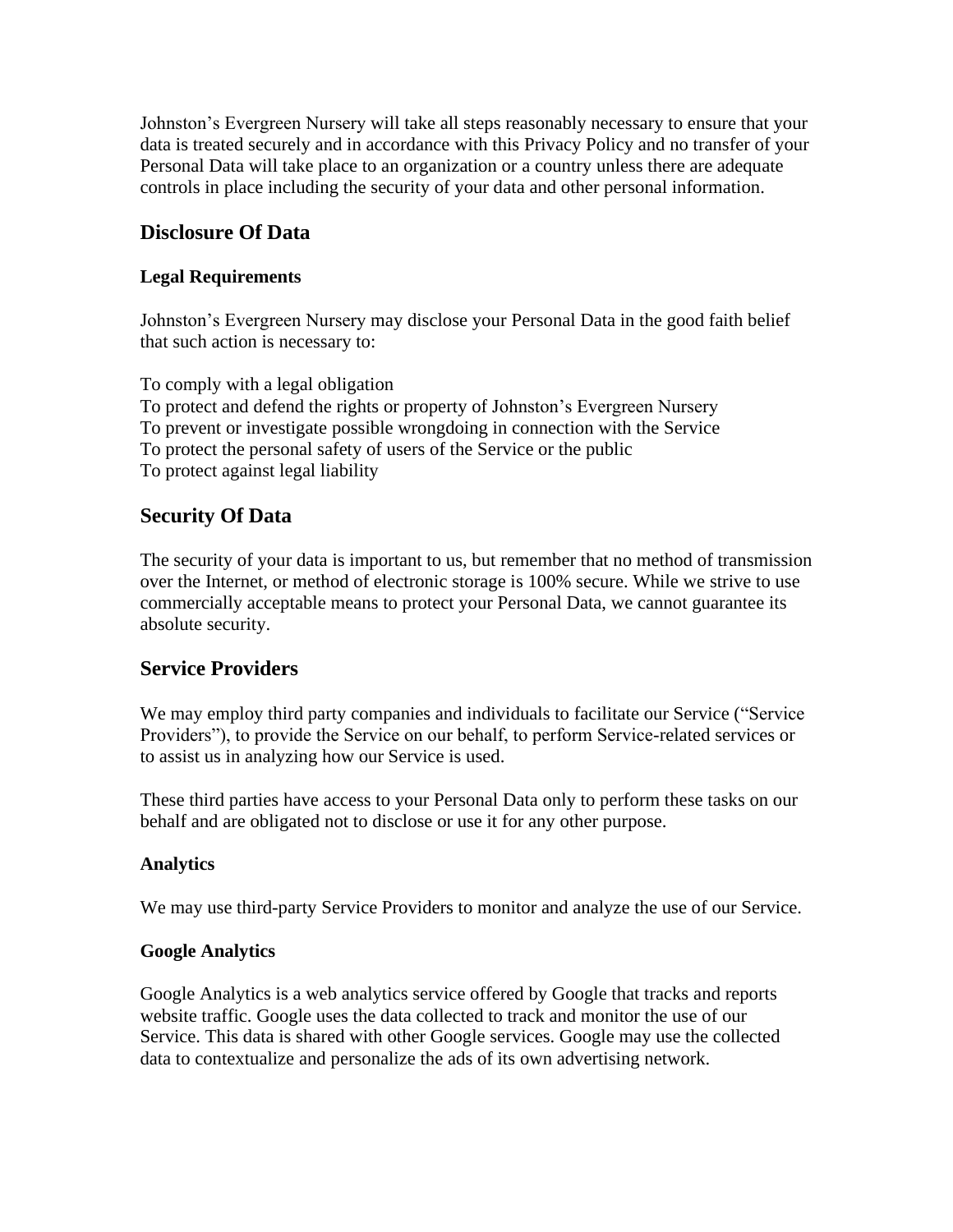Johnston’s Evergreen Nursery will take all steps reasonably necessary to ensure that your data is treated securely and in accordance with this Privacy Policy and no transfer of your Personal Data will take place to an organization or a country unless there are adequate controls in place including the security of your data and other personal information.

## Disclosure Of Data

### Legal Requirements

Johnston’s Evergreen Nursery may disclose your Personal Data in the good faith belief that such action is necessary to:

To comply with a legal obligation
To protect and defend the rights or property of Johnston’s Evergreen Nursery
To prevent or investigate possible wrongdoing in connection with the Service
To protect the personal safety of users of the Service or the public
To protect against legal liability

## Security Of Data

The security of your data is important to us, but remember that no method of transmission over the Internet, or method of electronic storage is 100% secure. While we strive to use commercially acceptable means to protect your Personal Data, we cannot guarantee its absolute security.

## Service Providers

We may employ third party companies and individuals to facilitate our Service (“Service Providers”), to provide the Service on our behalf, to perform Service-related services or to assist us in analyzing how our Service is used.

These third parties have access to your Personal Data only to perform these tasks on our behalf and are obligated not to disclose or use it for any other purpose.

### Analytics

We may use third-party Service Providers to monitor and analyze the use of our Service.

### Google Analytics

Google Analytics is a web analytics service offered by Google that tracks and reports website traffic. Google uses the data collected to track and monitor the use of our Service. This data is shared with other Google services. Google may use the collected data to contextualize and personalize the ads of its own advertising network.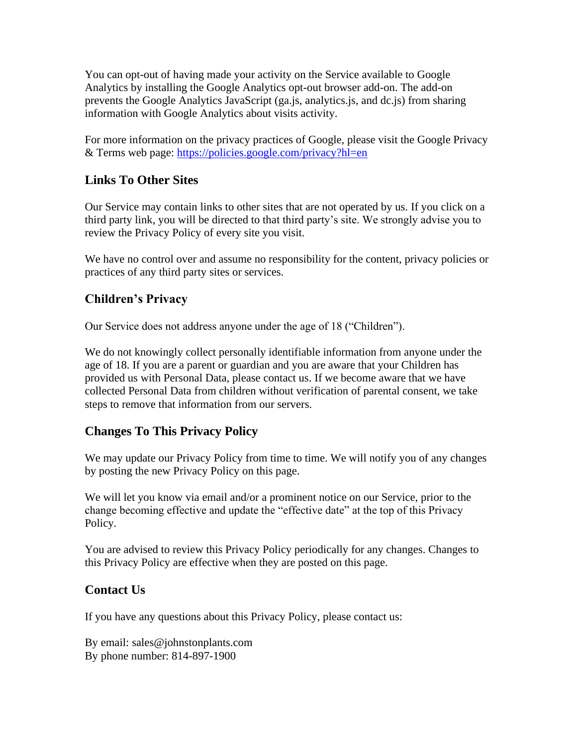You can opt-out of having made your activity on the Service available to Google Analytics by installing the Google Analytics opt-out browser add-on. The add-on prevents the Google Analytics JavaScript (ga.js, analytics.js, and dc.js) from sharing information with Google Analytics about visits activity.

For more information on the privacy practices of Google, please visit the Google Privacy & Terms web page: https://policies.google.com/privacy?hl=en

## Links To Other Sites

Our Service may contain links to other sites that are not operated by us. If you click on a third party link, you will be directed to that third party's site. We strongly advise you to review the Privacy Policy of every site you visit.

We have no control over and assume no responsibility for the content, privacy policies or practices of any third party sites or services.

## Children's Privacy

Our Service does not address anyone under the age of 18 ("Children").

We do not knowingly collect personally identifiable information from anyone under the age of 18. If you are a parent or guardian and you are aware that your Children has provided us with Personal Data, please contact us. If we become aware that we have collected Personal Data from children without verification of parental consent, we take steps to remove that information from our servers.

## Changes To This Privacy Policy

We may update our Privacy Policy from time to time. We will notify you of any changes by posting the new Privacy Policy on this page.

We will let you know via email and/or a prominent notice on our Service, prior to the change becoming effective and update the "effective date" at the top of this Privacy Policy.

You are advised to review this Privacy Policy periodically for any changes. Changes to this Privacy Policy are effective when they are posted on this page.

## Contact Us

If you have any questions about this Privacy Policy, please contact us:

By email: sales@johnstonplants.com
By phone number: 814-897-1900